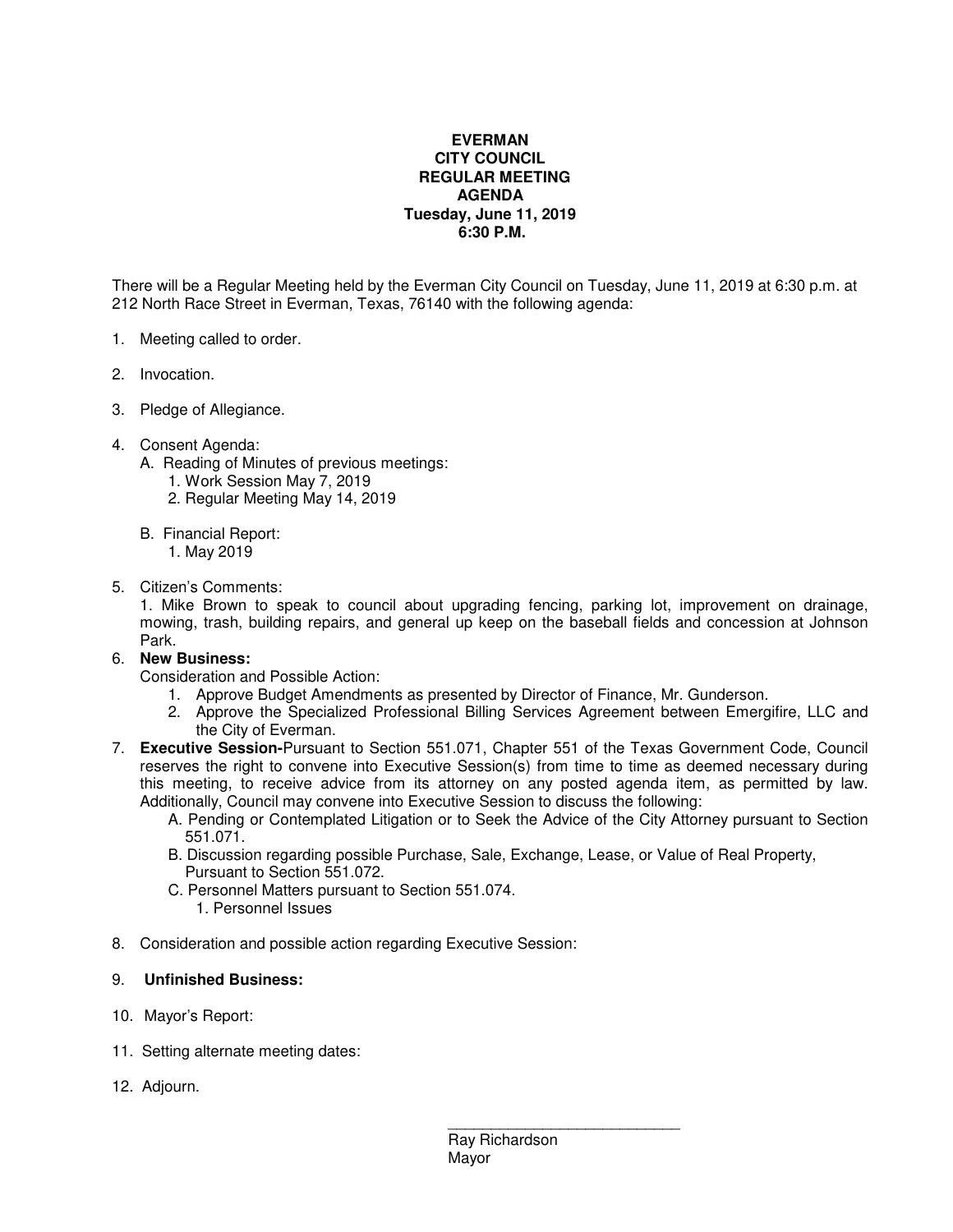**EVERMAN**
**CITY COUNCIL**
**REGULAR MEETING**
**AGENDA**
**Tuesday, June 11, 2019**
**6:30 P.M.**

There will be a Regular Meeting held by the Everman City Council on Tuesday, June 11, 2019 at 6:30 p.m. at 212 North Race Street in Everman, Texas, 76140 with the following agenda:

1. Meeting called to order.

2. Invocation.

3. Pledge of Allegiance.

4. Consent Agenda:
   - A. Reading of Minutes of previous meetings:
     1. Work Session May 7, 2019
     2. Regular Meeting May 14, 2019
   - B. Financial Report:
     1. May 2019

5. Citizen's Comments:
   1. Mike Brown to speak to council about upgrading fencing, parking lot, improvement on drainage, mowing, trash, building repairs, and general up keep on the baseball fields and concession at Johnson Park.

6. **New Business:**
   Consideration and Possible Action:
   1. Approve Budget Amendments as presented by Director of Finance, Mr. Gunderson.
   2. Approve the Specialized Professional Billing Services Agreement between Emergifire, LLC and the City of Everman.

7. **Executive Session-**Pursuant to Section 551.071, Chapter 551 of the Texas Government Code, Council reserves the right to convene into Executive Session(s) from time to time as deemed necessary during this meeting, to receive advice from its attorney on any posted agenda item, as permitted by law. Additionally, Council may convene into Executive Session to discuss the following:
   - A. Pending or Contemplated Litigation or to Seek the Advice of the City Attorney pursuant to Section 551.071.
   - B. Discussion regarding possible Purchase, Sale, Exchange, Lease, or Value of Real Property, Pursuant to Section 551.072.
   - C. Personnel Matters pursuant to Section 551.074.
     1. Personnel Issues

8. Consideration and possible action regarding Executive Session:

9. **Unfinished Business:**

10. Mayor's Report:

11. Setting alternate meeting dates:

12. Adjourn.

\_\_\_\_\_\_\_\_\_\_\_\_\_\_\_\_\_\_\_\_\_\_\_\_\_\_\_\_

Ray Richardson
Mayor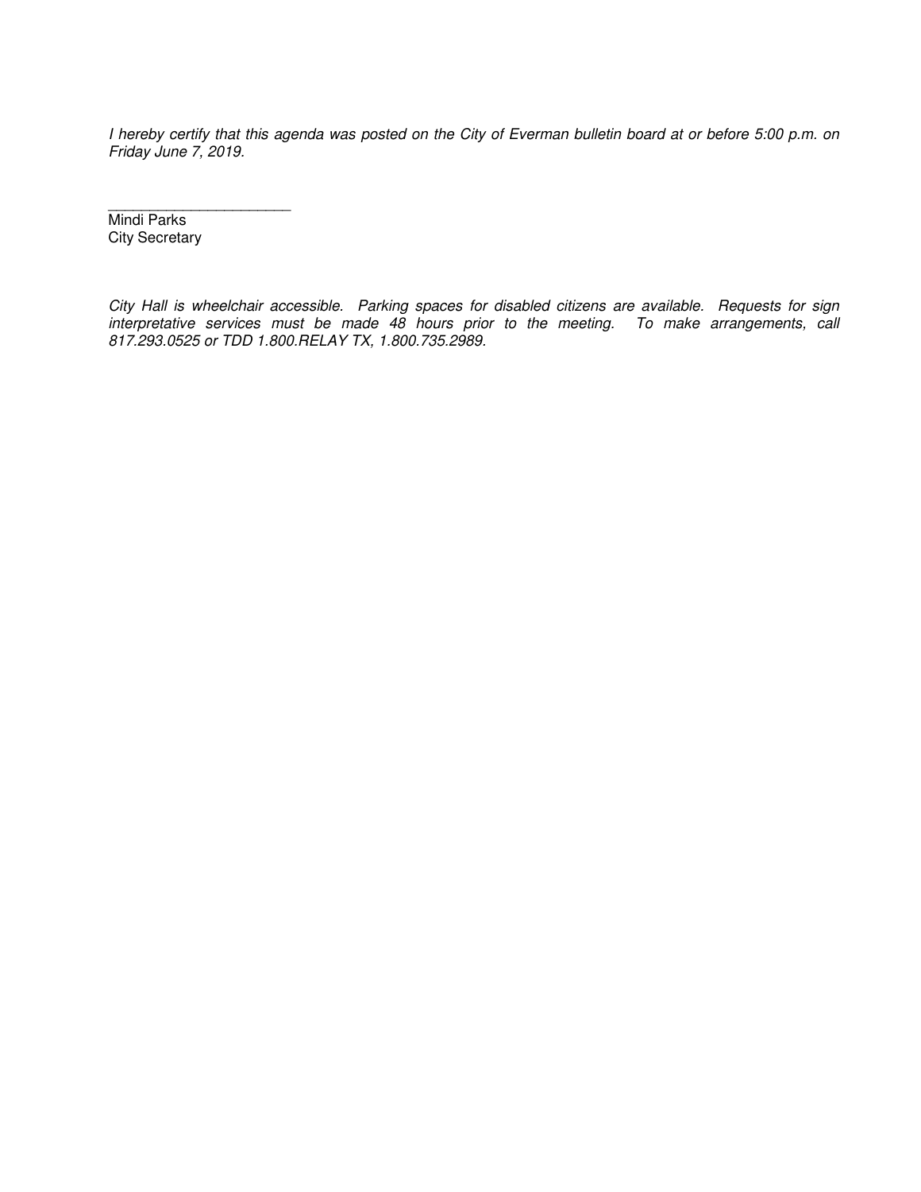*I hereby certify that this agenda was posted on the City of Everman bulletin board at or before 5:00 p.m. on Friday June 7, 2019.*

\_\_\_\_\_\_\_\_\_\_\_\_\_\_\_\_\_\_\_\_\_\_\_\_

Mindi Parks
City Secretary

*City Hall is wheelchair accessible. Parking spaces for disabled citizens are available. Requests for sign interpretative services must be made 48 hours prior to the meeting. To make arrangements, call 817.293.0525 or TDD 1.800.RELAY TX, 1.800.735.2989.*